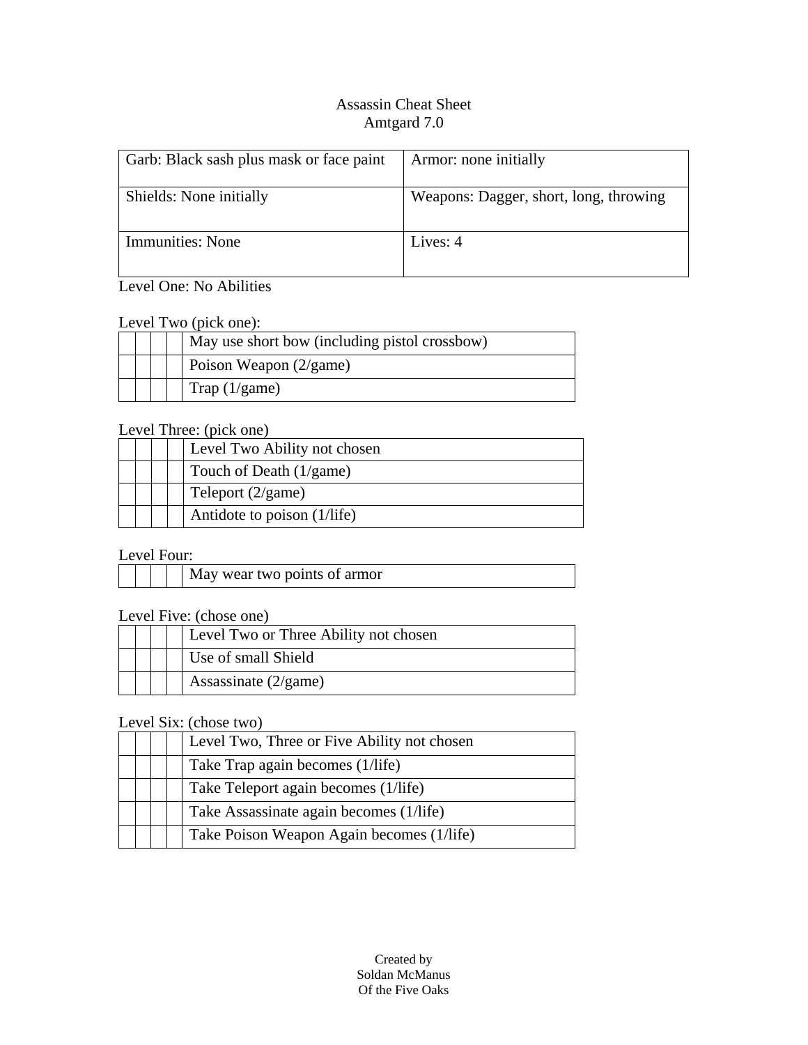# Assassin Cheat Sheet
## Amtgard 7.0

| | |
|---|---|
| Garb: Black sash plus mask or face paint | Armor: none initially |
| Shields: None initially | Weapons: Dagger, short, long, throwing |
| Immunities: None | Lives: 4 |

Level One: No Abilities

Level Two (pick one):

| | | | | |
|---|---|---|---|---|
| | | | | May use short bow (including pistol crossbow) |
| | | | | Poison Weapon (2/game) |
| | | | | Trap (1/game) |

Level Three: (pick one)

| | | | | |
|---|---|---|---|---|
| | | | | Level Two Ability not chosen |
| | | | | Touch of Death (1/game) |
| | | | | Teleport (2/game) |
| | | | | Antidote to poison (1/life) |

Level Four:

| | | | | |
|---|---|---|---|---|
| | | | | May wear two points of armor |

Level Five: (chose one)

| | | | | |
|---|---|---|---|---|
| | | | | Level Two or Three Ability not chosen |
| | | | | Use of small Shield |
| | | | | Assassinate (2/game) |

Level Six: (chose two)

| | | | | |
|---|---|---|---|---|
| | | | | Level Two, Three or Five Ability not chosen |
| | | | | Take Trap again becomes (1/life) |
| | | | | Take Teleport again becomes (1/life) |
| | | | | Take Assassinate again becomes (1/life) |
| | | | | Take Poison Weapon Again becomes (1/life) |

Created by
Soldan McManus
Of the Five Oaks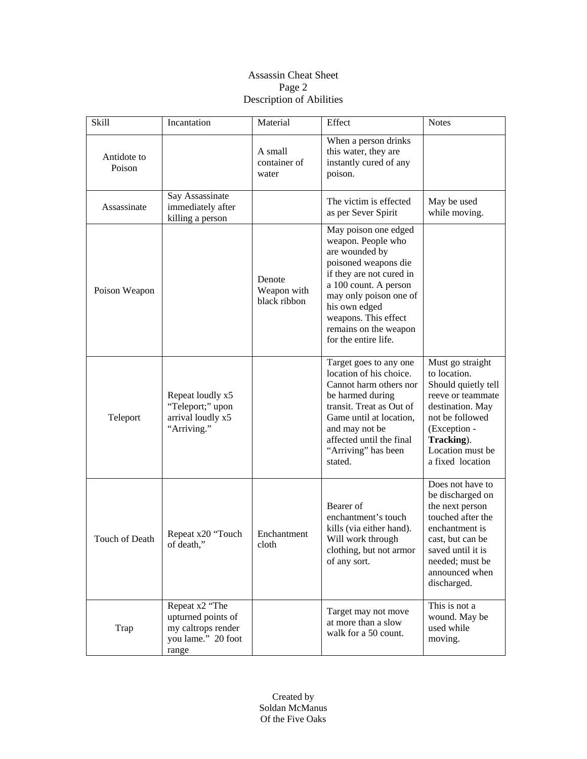Assassin Cheat Sheet
Page 2
Description of Abilities

| Skill | Incantation | Material | Effect | Notes |
|---|---|---|---|---|
| Antidote to Poison | | A small container of water | When a person drinks this water, they are instantly cured of any poison. | |
| Assassinate | Say Assassinate immediately after killing a person | | The victim is effected as per Sever Spirit | May be used while moving. |
| Poison Weapon | | Denote Weapon with black ribbon | May poison one edged weapon. People who are wounded by poisoned weapons die if they are not cured in a 100 count. A person may only poison one of his own edged weapons. This effect remains on the weapon for the entire life. | |
| Teleport | Repeat loudly x5 "Teleport;" upon arrival loudly x5 "Arriving." | | Target goes to any one location of his choice. Cannot harm others nor be harmed during transit. Treat as Out of Game until at location, and may not be affected until the final "Arriving" has been stated. | Must go straight to location. Should quietly tell reeve or teammate destination. May not be followed (Exception - **Tracking**). Location must be a fixed location |
| Touch of Death | Repeat x20 "Touch of death," | Enchantment cloth | Bearer of enchantment's touch kills (via either hand). Will work through clothing, but not armor of any sort. | Does not have to be discharged on the next person touched after the enchantment is cast, but can be saved until it is needed; must be announced when discharged. |
| Trap | Repeat x2 "The upturned points of my caltrops render you lame." 20 foot range | | Target may not move at more than a slow walk for a 50 count. | This is not a wound. May be used while moving. |

Created by
Soldan McManus
Of the Five Oaks